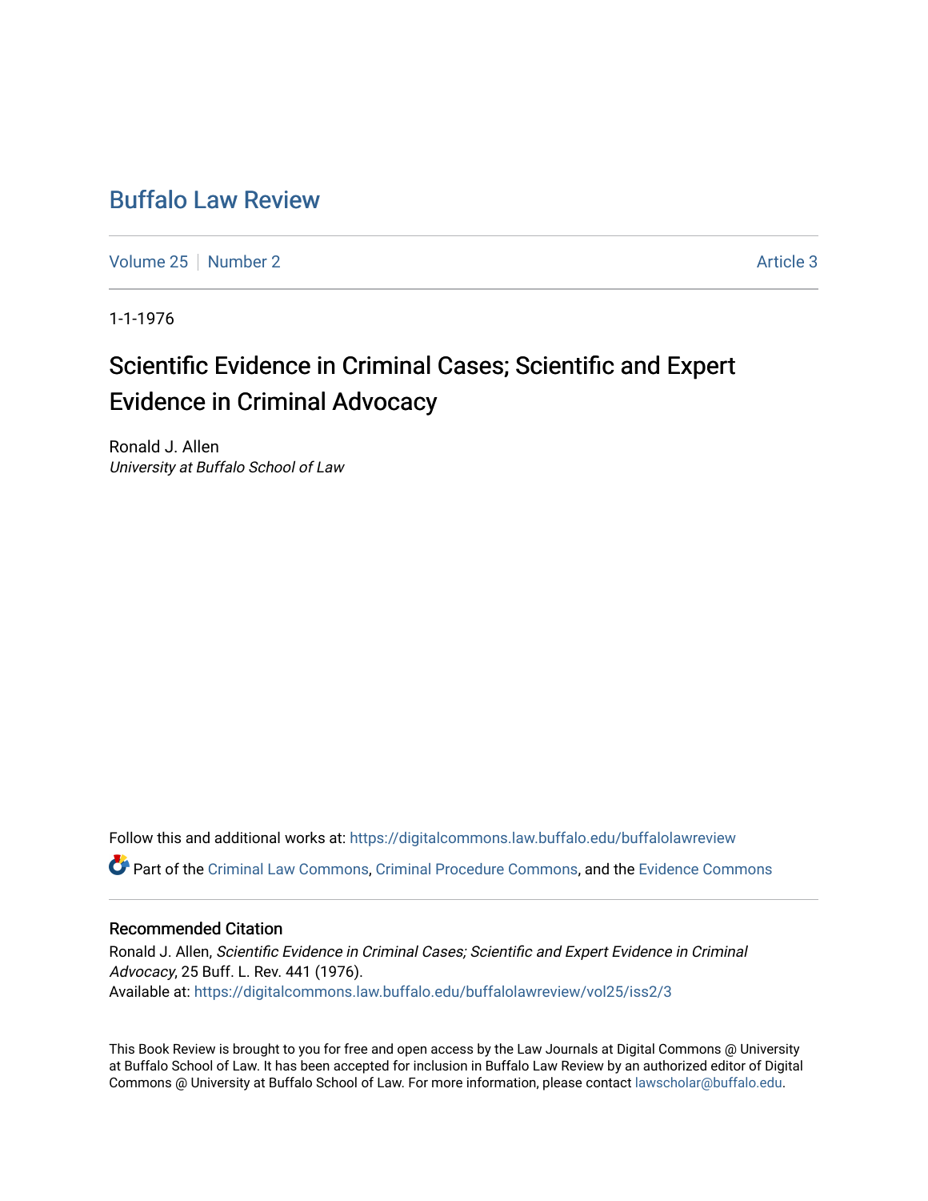# Buffalo Law Review

Volume 25 | Number 2 | Article 3

1-1-1976

## Scientific Evidence in Criminal Cases; Scientific and Expert Evidence in Criminal Advocacy

Ronald J. Allen
*University at Buffalo School of Law*

Follow this and additional works at: https://digitalcommons.law.buffalo.edu/buffalolawreview

Part of the Criminal Law Commons, Criminal Procedure Commons, and the Evidence Commons

### Recommended Citation

Ronald J. Allen, *Scientific Evidence in Criminal Cases; Scientific and Expert Evidence in Criminal Advocacy*, 25 Buff. L. Rev. 441 (1976).
Available at: https://digitalcommons.law.buffalo.edu/buffalolawreview/vol25/iss2/3

This Book Review is brought to you for free and open access by the Law Journals at Digital Commons @ University at Buffalo School of Law. It has been accepted for inclusion in Buffalo Law Review by an authorized editor of Digital Commons @ University at Buffalo School of Law. For more information, please contact lawscholar@buffalo.edu.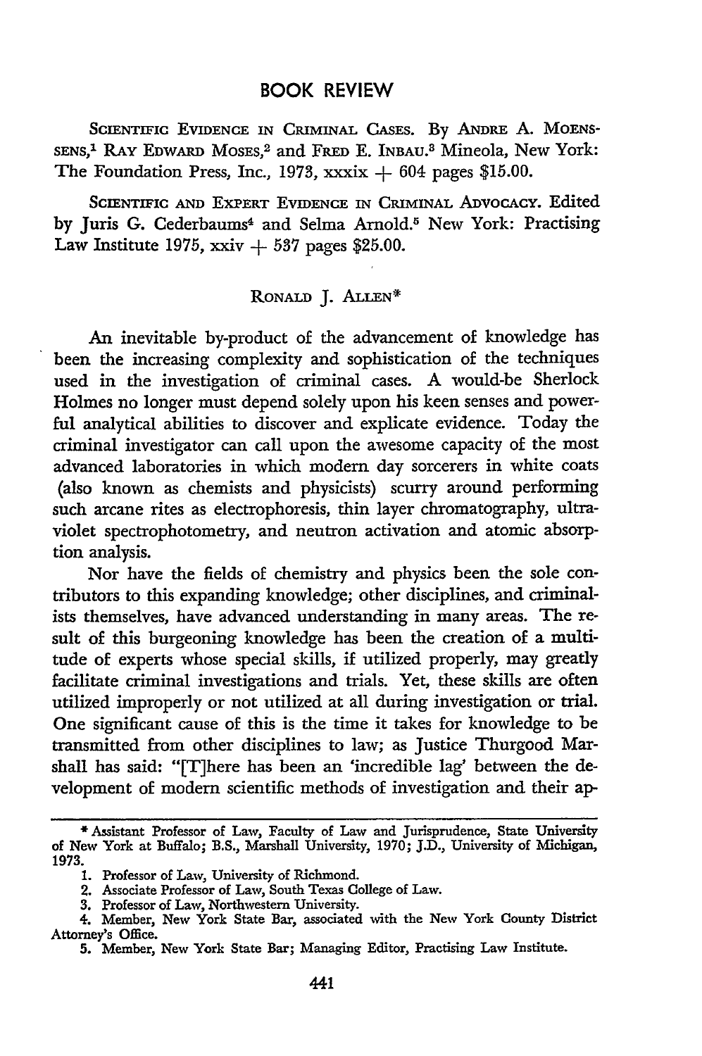## BOOK REVIEW

SCIENTIFIC EVIDENCE IN CRIMINAL CASES. By ANDRE A. MOENSSENS,[1] RAY EDWARD MOSES,[2] and FRED E. INBAU.[3] Mineola, New York: The Foundation Press, Inc., 1973, xxxix + 604 pages $15.00.

SCIENTIFIC AND EXPERT EVIDENCE IN CRIMINAL ADVOCACY. Edited by Juris G. Cederbaums[4] and Selma Arnold.[5] New York: Practising Law Institute 1975, xxiv + 537 pages $25.00.

RONALD J. ALLEN*

An inevitable by-product of the advancement of knowledge has been the increasing complexity and sophistication of the techniques used in the investigation of criminal cases. A would-be Sherlock Holmes no longer must depend solely upon his keen senses and powerful analytical abilities to discover and explicate evidence. Today the criminal investigator can call upon the awesome capacity of the most advanced laboratories in which modern day sorcerers in white coats (also known as chemists and physicists) scurry around performing such arcane rites as electrophoresis, thin layer chromatography, ultraviolet spectrophotometry, and neutron activation and atomic absorption analysis.

Nor have the fields of chemistry and physics been the sole contributors to this expanding knowledge; other disciplines, and criminalists themselves, have advanced understanding in many areas. The result of this burgeoning knowledge has been the creation of a multitude of experts whose special skills, if utilized properly, may greatly facilitate criminal investigations and trials. Yet, these skills are often utilized improperly or not utilized at all during investigation or trial. One significant cause of this is the time it takes for knowledge to be transmitted from other disciplines to law; as Justice Thurgood Marshall has said: "[T]here has been an 'incredible lag' between the development of modern scientific methods of investigation and their ap-

---

\* Assistant Professor of Law, Faculty of Law and Jurisprudence, State University of New York at Buffalo; B.S., Marshall University, 1970; J.D., University of Michigan, 1973.

1. Professor of Law, University of Richmond.

2. Associate Professor of Law, South Texas College of Law.

3. Professor of Law, Northwestern University.

4. Member, New York State Bar, associated with the New York County District Attorney's Office.

5. Member, New York State Bar; Managing Editor, Practising Law Institute.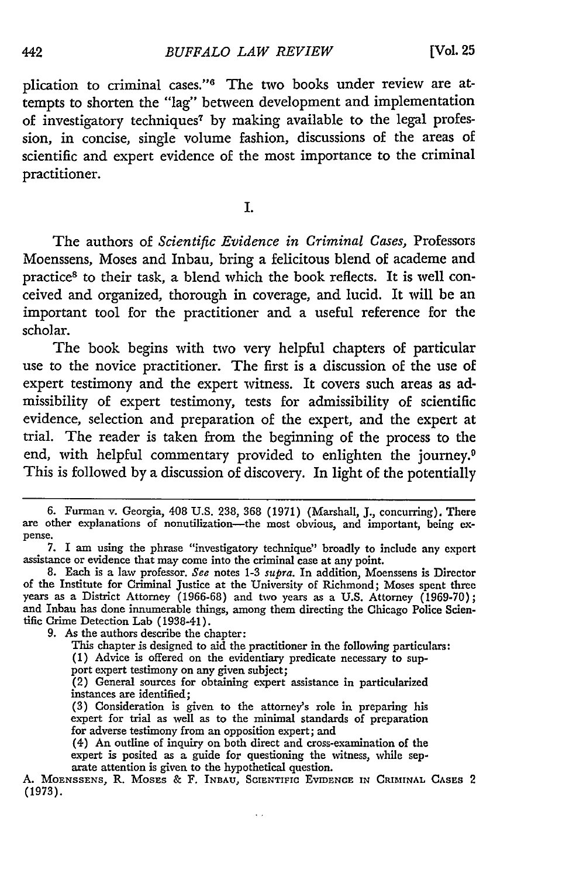plication to criminal cases."[6] The two books under review are attempts to shorten the "lag" between development and implementation of investigatory techniques[7] by making available to the legal profession, in concise, single volume fashion, discussions of the areas of scientific and expert evidence of the most importance to the criminal practitioner.

## I.

The authors of *Scientific Evidence in Criminal Cases,* Professors Moenssens, Moses and Inbau, bring a felicitous blend of academe and practice[8] to their task, a blend which the book reflects. It is well conceived and organized, thorough in coverage, and lucid. It will be an important tool for the practitioner and a useful reference for the scholar.

The book begins with two very helpful chapters of particular use to the novice practitioner. The first is a discussion of the use of expert testimony and the expert witness. It covers such areas as admissibility of expert testimony, tests for admissibility of scientific evidence, selection and preparation of the expert, and the expert at trial. The reader is taken from the beginning of the process to the end, with helpful commentary provided to enlighten the journey.[9] This is followed by a discussion of discovery. In light of the potentially

---

6. Furman v. Georgia, 408 U.S. 238, 368 (1971) (Marshall, J., concurring). There are other explanations of nonutilization—the most obvious, and important, being expense.

7. I am using the phrase "investigatory technique" broadly to include any expert assistance or evidence that may come into the criminal case at any point.

8. Each is a law professor. *See* notes 1-3 *supra.* In addition, Moenssens is Director of the Institute for Criminal Justice at the University of Richmond; Moses spent three years as a District Attorney (1966-68) and two years as a U.S. Attorney (1969-70); and Inbau has done innumerable things, among them directing the Chicago Police Scientific Crime Detection Lab (1938-41).

9. As the authors describe the chapter:

> This chapter is designed to aid the practitioner in the following particulars:
>
> (1) Advice is offered on the evidentiary predicate necessary to support expert testimony on any given subject;
>
> (2) General sources for obtaining expert assistance in particularized instances are identified;
>
> (3) Consideration is given to the attorney's role in preparing his expert for trial as well as to the minimal standards of preparation for adverse testimony from an opposition expert; and
>
> (4) An outline of inquiry on both direct and cross-examination of the expert is posited as a guide for questioning the witness, while separate attention is given to the hypothetical question.

A. Moenssens, R. Moses & F. Inbau, Scientific Evidence in Criminal Cases 2 (1973).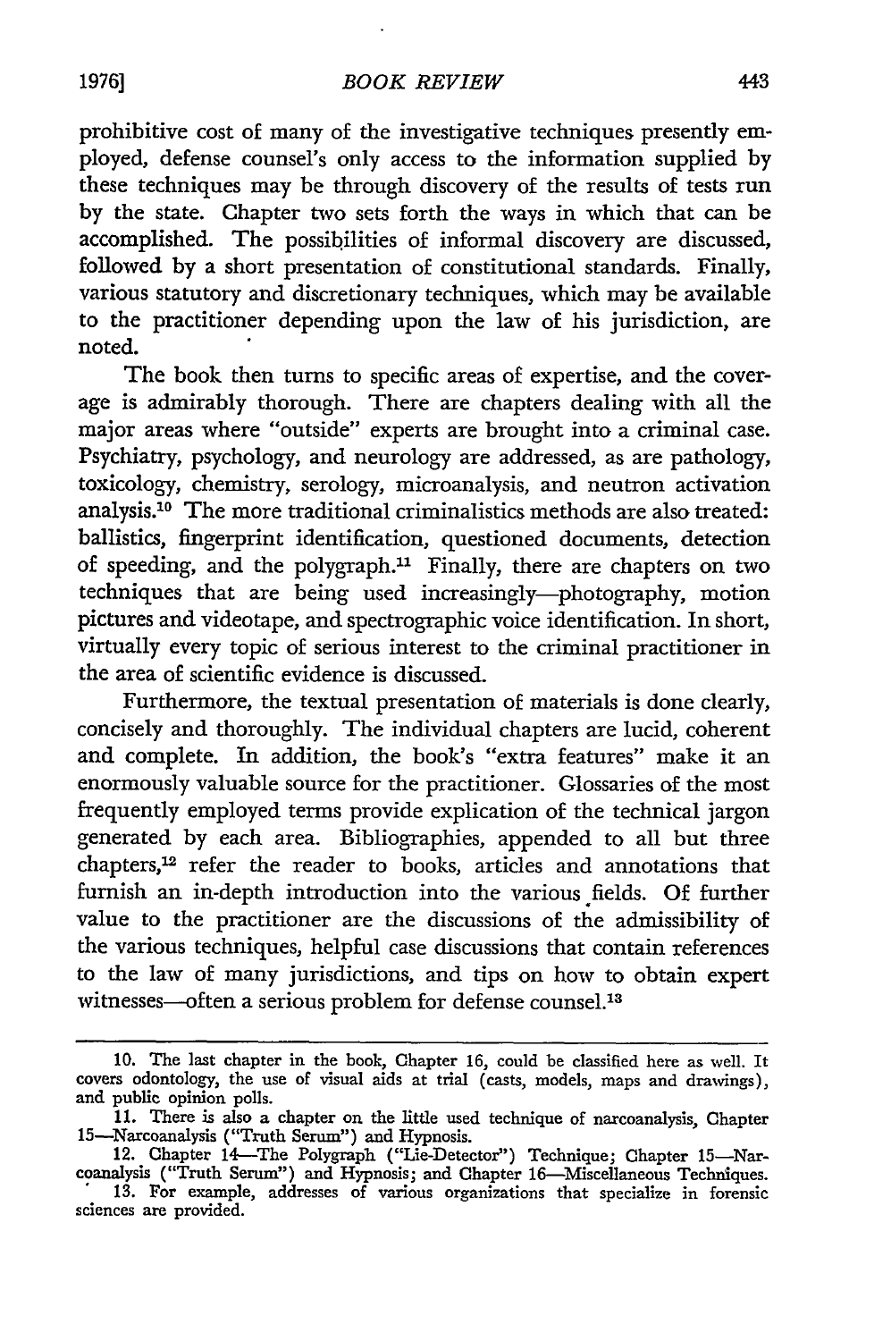prohibitive cost of many of the investigative techniques presently employed, defense counsel's only access to the information supplied by these techniques may be through discovery of the results of tests run by the state. Chapter two sets forth the ways in which that can be accomplished. The possibilities of informal discovery are discussed, followed by a short presentation of constitutional standards. Finally, various statutory and discretionary techniques, which may be available to the practitioner depending upon the law of his jurisdiction, are noted.

The book then turns to specific areas of expertise, and the coverage is admirably thorough. There are chapters dealing with all the major areas where "outside" experts are brought into a criminal case. Psychiatry, psychology, and neurology are addressed, as are pathology, toxicology, chemistry, serology, microanalysis, and neutron activation analysis.[10] The more traditional criminalistics methods are also treated: ballistics, fingerprint identification, questioned documents, detection of speeding, and the polygraph.[11] Finally, there are chapters on two techniques that are being used increasingly—photography, motion pictures and videotape, and spectrographic voice identification. In short, virtually every topic of serious interest to the criminal practitioner in the area of scientific evidence is discussed.

Furthermore, the textual presentation of materials is done clearly, concisely and thoroughly. The individual chapters are lucid, coherent and complete. In addition, the book's "extra features" make it an enormously valuable source for the practitioner. Glossaries of the most frequently employed terms provide explication of the technical jargon generated by each area. Bibliographies, appended to all but three chapters,[12] refer the reader to books, articles and annotations that furnish an in-depth introduction into the various fields. Of further value to the practitioner are the discussions of the admissibility of the various techniques, helpful case discussions that contain references to the law of many jurisdictions, and tips on how to obtain expert witnesses—often a serious problem for defense counsel.[13]

---

10. The last chapter in the book, Chapter 16, could be classified here as well. It covers odontology, the use of visual aids at trial (casts, models, maps and drawings), and public opinion polls.

11. There is also a chapter on the little used technique of narcoanalysis, Chapter 15—Narcoanalysis ("Truth Serum") and Hypnosis.

12. Chapter 14—The Polygraph ("Lie-Detector") Technique; Chapter 15—Narcoanalysis ("Truth Serum") and Hypnosis; and Chapter 16—Miscellaneous Techniques.

13. For example, addresses of various organizations that specialize in forensic sciences are provided.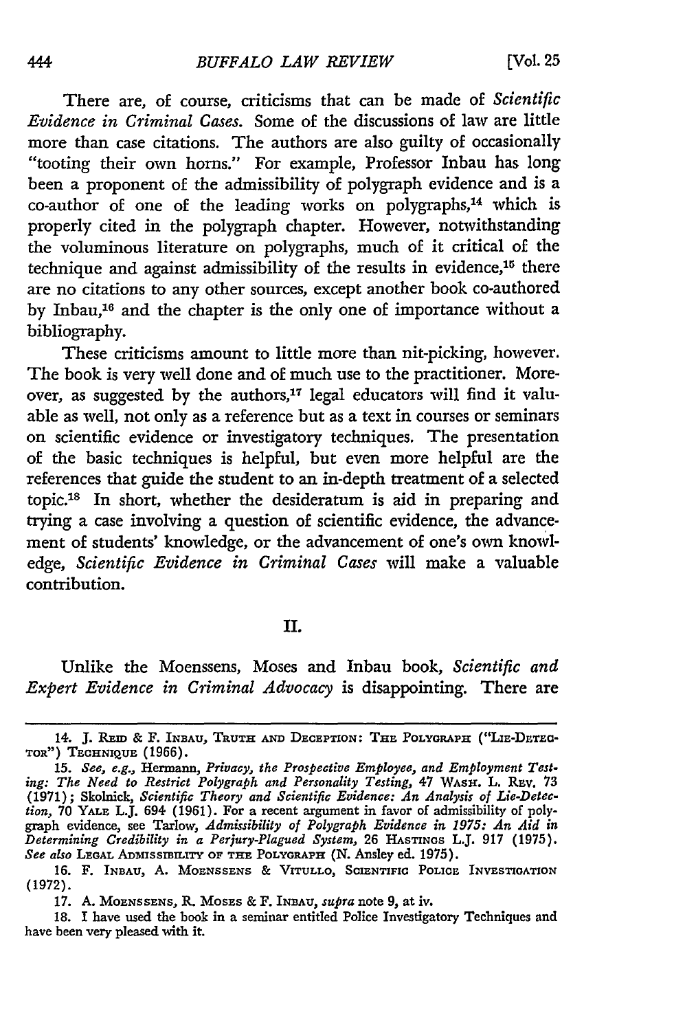There are, of course, criticisms that can be made of *Scientific Evidence in Criminal Cases.* Some of the discussions of law are little more than case citations. The authors are also guilty of occasionally "tooting their own horns." For example, Professor Inbau has long been a proponent of the admissibility of polygraph evidence and is a co-author of one of the leading works on polygraphs,[14] which is properly cited in the polygraph chapter. However, notwithstanding the voluminous literature on polygraphs, much of it critical of the technique and against admissibility of the results in evidence,[15] there are no citations to any other sources, except another book co-authored by Inbau,[16] and the chapter is the only one of importance without a bibliography.

These criticisms amount to little more than nit-picking, however. The book is very well done and of much use to the practitioner. Moreover, as suggested by the authors,[17] legal educators will find it valuable as well, not only as a reference but as a text in courses or seminars on scientific evidence or investigatory techniques. The presentation of the basic techniques is helpful, but even more helpful are the references that guide the student to an in-depth treatment of a selected topic.[18] In short, whether the desideratum is aid in preparing and trying a case involving a question of scientific evidence, the advancement of students' knowledge, or the advancement of one's own knowledge, *Scientific Evidence in Criminal Cases* will make a valuable contribution.

## II.

Unlike the Moenssens, Moses and Inbau book, *Scientific and Expert Evidence in Criminal Advocacy* is disappointing. There are

---

14. J. Reid & F. Inbau, Truth and Deception: The Polygraph ("Lie-Detector") Technique (1966).

15. *See, e.g.,* Hermann, *Privacy, the Prospective Employee, and Employment Testing: The Need to Restrict Polygraph and Personality Testing,* 47 Wash. L. Rev. 73 (1971); Skolnick, *Scientific Theory and Scientific Evidence: An Analysis of Lie-Detection,* 70 Yale L.J. 694 (1961). For a recent argument in favor of admissibility of polygraph evidence, see Tarlow, *Admissibility of Polygraph Evidence in 1975: An Aid in Determining Credibility in a Perjury-Plagued System,* 26 Hastings L.J. 917 (1975). *See also* Legal Admissibility of the Polygraph (N. Ansley ed. 1975).

16. F. Inbau, A. Moenssens & Vitullo, Scientific Police Investigation (1972).

17. A. Moenssens, R. Moses & F. Inbau, *supra* note 9, at iv.

18. I have used the book in a seminar entitled Police Investigatory Techniques and have been very pleased with it.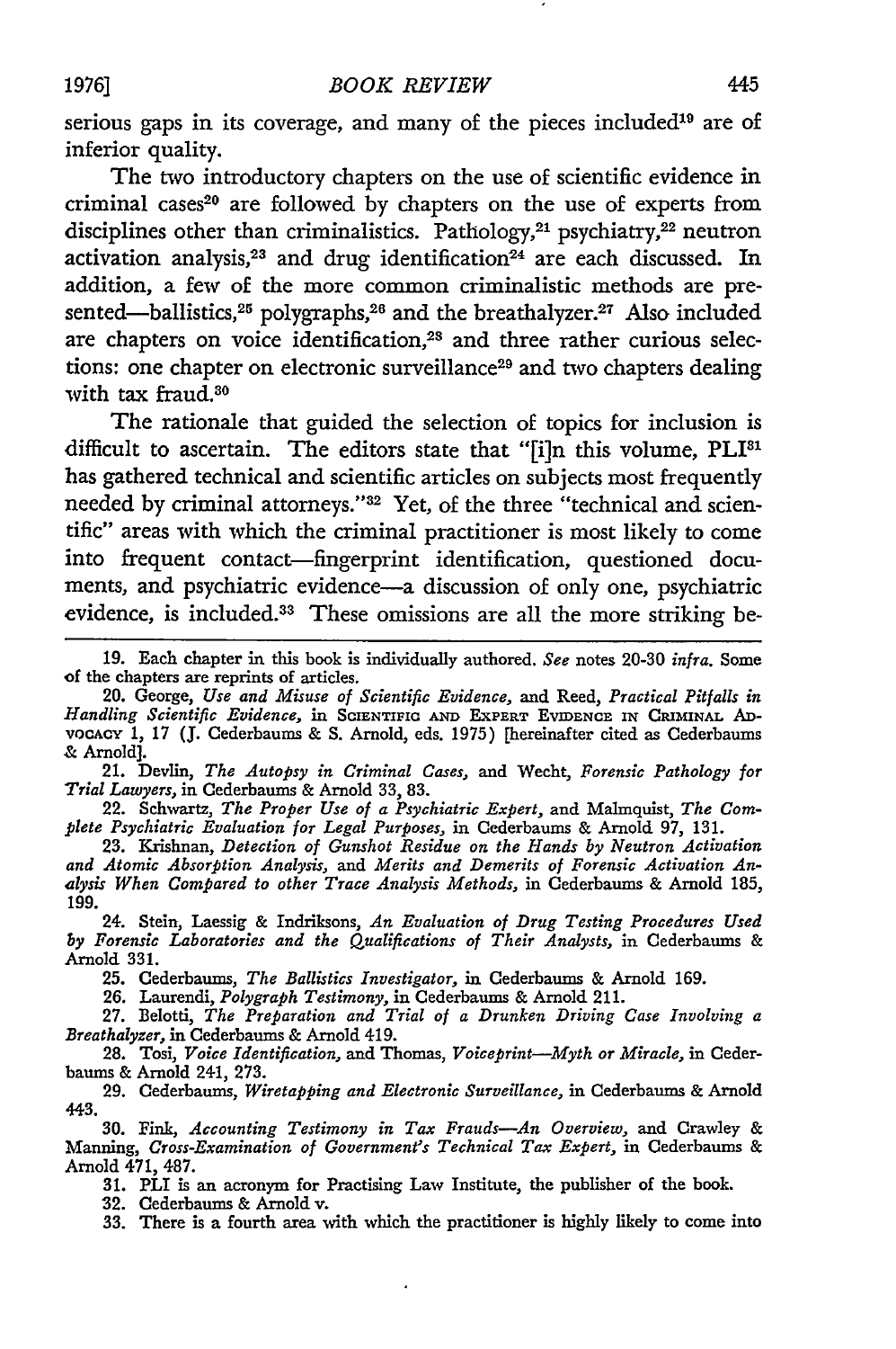serious gaps in its coverage, and many of the pieces included[19] are of inferior quality.

The two introductory chapters on the use of scientific evidence in criminal cases[20] are followed by chapters on the use of experts from disciplines other than criminalistics. Pathology,[21] psychiatry,[22] neutron activation analysis,[23] and drug identification[24] are each discussed. In addition, a few of the more common criminalistic methods are presented—ballistics,[25] polygraphs,[26] and the breathalyzer.[27] Also included are chapters on voice identification,[28] and three rather curious selections: one chapter on electronic surveillance[29] and two chapters dealing with tax fraud.[30]

The rationale that guided the selection of topics for inclusion is difficult to ascertain. The editors state that "[i]n this volume, PLI[31] has gathered technical and scientific articles on subjects most frequently needed by criminal attorneys."[32] Yet, of the three "technical and scientific" areas with which the criminal practitioner is most likely to come into frequent contact—fingerprint identification, questioned documents, and psychiatric evidence—a discussion of only one, psychiatric evidence, is included.[33] These omissions are all the more striking be-

---

19. Each chapter in this book is individually authored. *See* notes 20-30 *infra*. Some of the chapters are reprints of articles.

20. George, *Use and Misuse of Scientific Evidence*, and Reed, *Practical Pitfalls in Handling Scientific Evidence*, in SCIENTIFIC AND EXPERT EVIDENCE IN CRIMINAL ADVOCACY 1, 17 (J. Cederbaums & S. Arnold, eds. 1975) [hereinafter cited as Cederbaums & Arnold].

21. Devlin, *The Autopsy in Criminal Cases*, and Wecht, *Forensic Pathology for Trial Lawyers*, in Cederbaums & Arnold 33, 83.

22. Schwartz, *The Proper Use of a Psychiatric Expert*, and Malmquist, *The Complete Psychiatric Evaluation for Legal Purposes*, in Cederbaums & Arnold 97, 131.

23. Krishnan, *Detection of Gunshot Residue on the Hands by Neutron Activation and Atomic Absorption Analysis*, and *Merits and Demerits of Forensic Activation Analysis When Compared to other Trace Analysis Methods*, in Cederbaums & Arnold 185, 199.

24. Stein, Laessig & Indriksons, *An Evaluation of Drug Testing Procedures Used by Forensic Laboratories and the Qualifications of Their Analysts*, in Cederbaums & Arnold 331.

25. Cederbaums, *The Ballistics Investigator*, in Cederbaums & Arnold 169.

26. Laurendi, *Polygraph Testimony*, in Cederbaums & Arnold 211.

27. Belotti, *The Preparation and Trial of a Drunken Driving Case Involving a Breathalyzer*, in Cederbaums & Arnold 419.

28. Tosi, *Voice Identification*, and Thomas, *Voiceprint—Myth or Miracle*, in Cederbaums & Arnold 241, 273.

29. Cederbaums, *Wiretapping and Electronic Surveillance*, in Cederbaums & Arnold 443.

30. Fink, *Accounting Testimony in Tax Frauds—An Overview*, and Crawley & Manning, *Cross-Examination of Government's Technical Tax Expert*, in Cederbaums & Arnold 471, 487.

31. PLI is an acronym for Practising Law Institute, the publisher of the book.

32. Cederbaums & Arnold v.

33. There is a fourth area with which the practitioner is highly likely to come into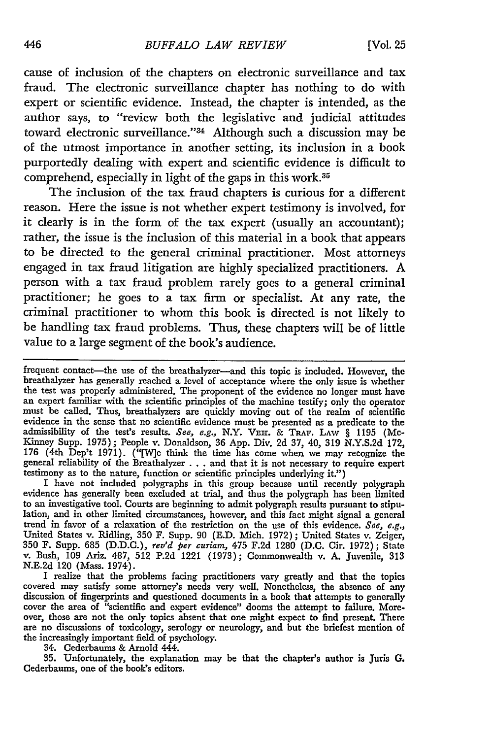cause of inclusion of the chapters on electronic surveillance and tax fraud. The electronic surveillance chapter has nothing to do with expert or scientific evidence. Instead, the chapter is intended, as the author says, to "review both the legislative and judicial attitudes toward electronic surveillance."[34] Although such a discussion may be of the utmost importance in another setting, its inclusion in a book purportedly dealing with expert and scientific evidence is difficult to comprehend, especially in light of the gaps in this work.[35]

The inclusion of the tax fraud chapters is curious for a different reason. Here the issue is not whether expert testimony is involved, for it clearly is in the form of the tax expert (usually an accountant); rather, the issue is the inclusion of this material in a book that appears to be directed to the general criminal practitioner. Most attorneys engaged in tax fraud litigation are highly specialized practitioners. A person with a tax fraud problem rarely goes to a general criminal practitioner; he goes to a tax firm or specialist. At any rate, the criminal practitioner to whom this book is directed is not likely to be handling tax fraud problems. Thus, these chapters will be of little value to a large segment of the book's audience.

---

frequent contact—the use of the breathalyzer—and this topic is included. However, the breathalyzer has generally reached a level of acceptance where the only issue is whether the test was properly administered. The proponent of the evidence no longer must have an expert familiar with the scientific principles of the machine testify; only the operator must be called. Thus, breathalyzers are quickly moving out of the realm of scientific evidence in the sense that no scientific evidence must be presented as a predicate to the admissibility of the test's results. *See, e.g.*, N.Y. VEH. & TRAF. LAW § 1195 (McKinney Supp. 1975); People v. Donaldson, 36 App. Div. 2d 37, 40, 319 N.Y.S.2d 172, 176 (4th Dep't 1971). ("[W]e think the time has come when we may recognize the general reliability of the Breathalyzer . . . and that it is not necessary to require expert testimony as to the nature, function or scientific principles underlying it.")

I have not included polygraphs in this group because until recently polygraph evidence has generally been excluded at trial, and thus the polygraph has been limited to an investigative tool. Courts are beginning to admit polygraph results pursuant to stipulation, and in other limited circumstances, however, and this fact might signal a general trend in favor of a relaxation of the restriction on the use of this evidence. *See, e.g.*, United States v. Ridling, 350 F. Supp. 90 (E.D. Mich. 1972); United States v. Zeiger, 350 F. Supp. 685 (D.D.C.), *rev'd per curiam*, 475 F.2d 1280 (D.C. Cir. 1972); State v. Bush, 109 Ariz. 487, 512 P.2d 1221 (1973); Commonwealth v. A. Juvenile, 313 N.E.2d 120 (Mass. 1974).

I realize that the problems facing practitioners vary greatly and that the topics covered may satisfy some attorney's needs very well. Nonetheless, the absence of any discussion of fingerprints and questioned documents in a book that attempts to generally cover the area of "scientific and expert evidence" dooms the attempt to failure. Moreover, those are not the only topics absent that one might expect to find present. There are no discussions of toxicology, serology or neurology, and but the briefest mention of the increasingly important field of psychology.

34. Cederbaums & Arnold 444.

35. Unfortunately, the explanation may be that the chapter's author is Juris G. Cederbaums, one of the book's editors.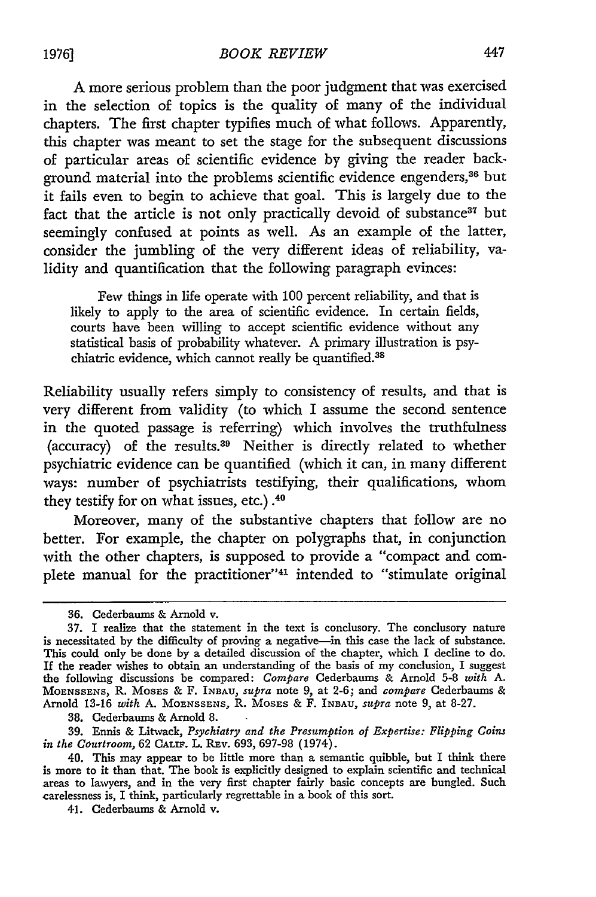A more serious problem than the poor judgment that was exercised in the selection of topics is the quality of many of the individual chapters. The first chapter typifies much of what follows. Apparently, this chapter was meant to set the stage for the subsequent discussions of particular areas of scientific evidence by giving the reader background material into the problems scientific evidence engenders,[36] but it fails even to begin to achieve that goal. This is largely due to the fact that the article is not only practically devoid of substance[37] but seemingly confused at points as well. As an example of the latter, consider the jumbling of the very different ideas of reliability, validity and quantification that the following paragraph evinces:

> Few things in life operate with 100 percent reliability, and that is likely to apply to the area of scientific evidence. In certain fields, courts have been willing to accept scientific evidence without any statistical basis of probability whatever. A primary illustration is psychiatric evidence, which cannot really be quantified.[38]

Reliability usually refers simply to consistency of results, and that is very different from validity (to which I assume the second sentence in the quoted passage is referring) which involves the truthfulness (accuracy) of the results.[39] Neither is directly related to whether psychiatric evidence can be quantified (which it can, in many different ways: number of psychiatrists testifying, their qualifications, whom they testify for on what issues, etc.).[40]

Moreover, many of the substantive chapters that follow are no better. For example, the chapter on polygraphs that, in conjunction with the other chapters, is supposed to provide a "compact and complete manual for the practitioner"[41] intended to "stimulate original

---

36. Cederbaums & Arnold v.

37. I realize that the statement in the text is conclusory. The conclusory nature is necessitated by the difficulty of proving a negative—in this case the lack of substance. This could only be done by a detailed discussion of the chapter, which I decline to do. If the reader wishes to obtain an understanding of the basis of my conclusion, I suggest the following discussions be compared: *Compare* Cederbaums & Arnold 5-8 *with* A. Moenssens, R. Moses & F. Inbau, *supra* note 9, at 2-6; and *compare* Cederbaums & Arnold 13-16 *with* A. Moenssens, R. Moses & F. Inbau, *supra* note 9, at 8-27.

38. Cederbaums & Arnold 8.

39. Ennis & Litwack, *Psychiatry and the Presumption of Expertise: Flipping Coins in the Courtroom*, 62 Calif. L. Rev. 693, 697-98 (1974).

40. This may appear to be little more than a semantic quibble, but I think there is more to it than that. The book is explicitly designed to explain scientific and technical areas to lawyers, and in the very first chapter fairly basic concepts are bungled. Such carelessness is, I think, particularly regrettable in a book of this sort.

41. Cederbaums & Arnold v.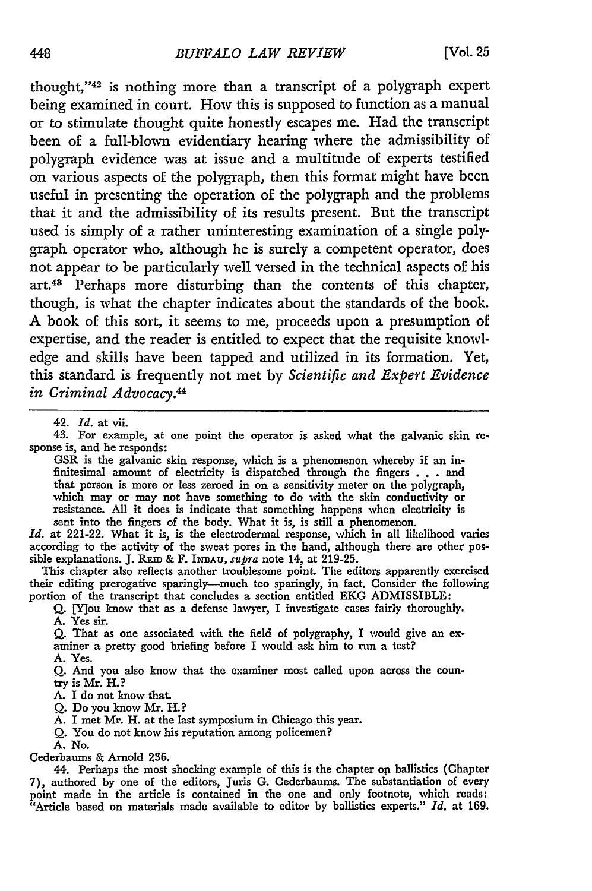thought,"[42] is nothing more than a transcript of a polygraph expert being examined in court. How this is supposed to function as a manual or to stimulate thought quite honestly escapes me. Had the transcript been of a full-blown evidentiary hearing where the admissibility of polygraph evidence was at issue and a multitude of experts testified on various aspects of the polygraph, then this format might have been useful in presenting the operation of the polygraph and the problems that it and the admissibility of its results present. But the transcript used is simply of a rather uninteresting examination of a single polygraph operator who, although he is surely a competent operator, does not appear to be particularly well versed in the technical aspects of his art.[43] Perhaps more disturbing than the contents of this chapter, though, is what the chapter indicates about the standards of the book. A book of this sort, it seems to me, proceeds upon a presumption of expertise, and the reader is entitled to expect that the requisite knowledge and skills have been tapped and utilized in its formation. Yet, this standard is frequently not met by *Scientific and Expert Evidence in Criminal Advocacy*.[44]

---

42. *Id.* at vii.

43. For example, at one point the operator is asked what the galvanic skin response is, and he responds:

> GSR is the galvanic skin response, which is a phenomenon whereby if an infinitesimal amount of electricity is dispatched through the fingers . . . and that person is more or less zeroed in on a sensitivity meter on the polygraph, which may or may not have something to do with the skin conductivity or resistance. All it does is indicate that something happens when electricity is sent into the fingers of the body. What it is, is still a phenomenon.

*Id.* at 221-22. What it is, is the electrodermal response, which in all likelihood varies according to the activity of the sweat pores in the hand, although there are other possible explanations. J. REID & F. INBAU, *supra* note 14, at 219-25.

This chapter also reflects another troublesome point. The editors apparently exercised their editing prerogative sparingly—much too sparingly, in fact. Consider the following portion of the transcript that concludes a section entitled EKG ADMISSIBLE:

> Q. [Y]ou know that as a defense lawyer, I investigate cases fairly thoroughly.
> A. Yes sir.
> Q. That as one associated with the field of polygraphy, I would give an examiner a pretty good briefing before I would ask him to run a test?
> A. Yes.
> Q. And you also know that the examiner most called upon across the country is Mr. H.?
> A. I do not know that.
> Q. Do you know Mr. H.?
> A. I met Mr. H. at the last symposium in Chicago this year.
> Q. You do not know his reputation among policemen?
> A. No.

Cederbaums & Arnold 236.

44. Perhaps the most shocking example of this is the chapter on ballistics (Chapter 7), authored by one of the editors, Juris G. Cederbaums. The substantiation of every point made in the article is contained in the one and only footnote, which reads: "Article based on materials made available to editor by ballistics experts." *Id.* at 169.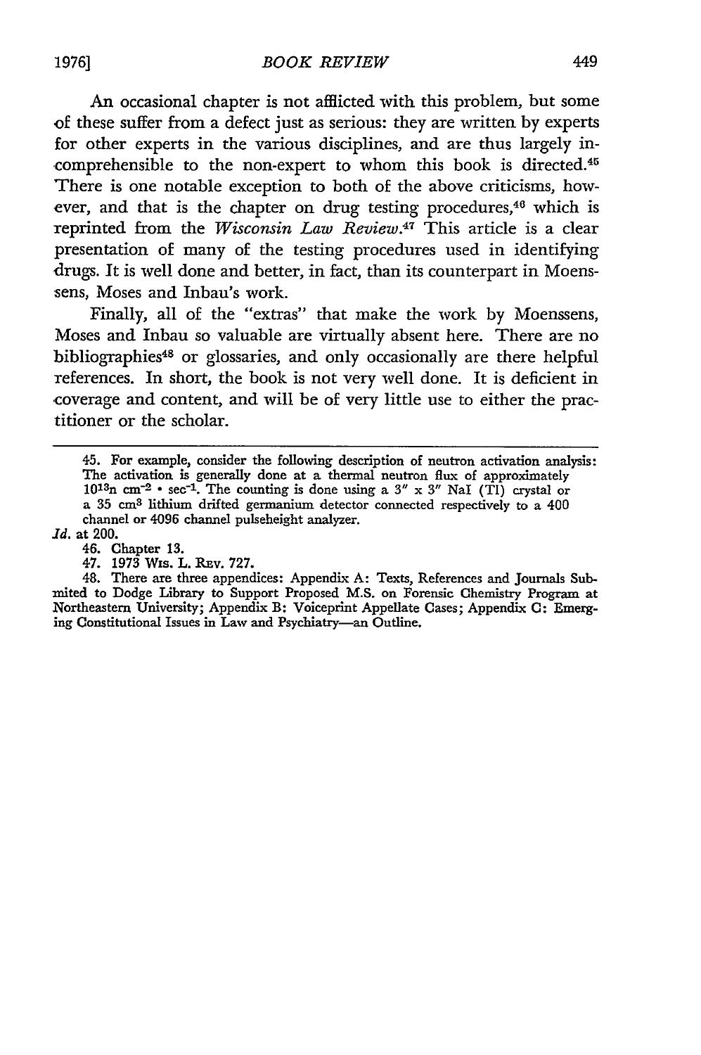An occasional chapter is not afflicted with this problem, but some of these suffer from a defect just as serious: they are written by experts for other experts in the various disciplines, and are thus largely incomprehensible to the non-expert to whom this book is directed.[45] There is one notable exception to both of the above criticisms, however, and that is the chapter on drug testing procedures,[46] which is reprinted from the *Wisconsin Law Review*.[47] This article is a clear presentation of many of the testing procedures used in identifying drugs. It is well done and better, in fact, than its counterpart in Moenssens, Moses and Inbau's work.

Finally, all of the "extras" that make the work by Moenssens, Moses and Inbau so valuable are virtually absent here. There are no bibliographies[48] or glossaries, and only occasionally are there helpful references. In short, the book is not very well done. It is deficient in coverage and content, and will be of very little use to either the practitioner or the scholar.

---

45. For example, consider the following description of neutron activation analysis:
The activation is generally done at a thermal neutron flux of approximately $10^{13}$n $cm^{-2} \cdot sec^{-1}$. The counting is done using a 3" x 3" NaI (Tl) crystal or a 35 $cm^3$ lithium drifted germanium detector connected respectively to a 400 channel or 4096 channel pulseheight analyzer.

*Id.* at 200.

46. Chapter 13.

47. 1973 Wis. L. Rev. 727.

48. There are three appendices: Appendix A: Texts, References and Journals Submited to Dodge Library to Support Proposed M.S. on Forensic Chemistry Program at Northeastern University; Appendix B: Voiceprint Appellate Cases; Appendix C: Emerging Constitutional Issues in Law and Psychiatry—an Outline.